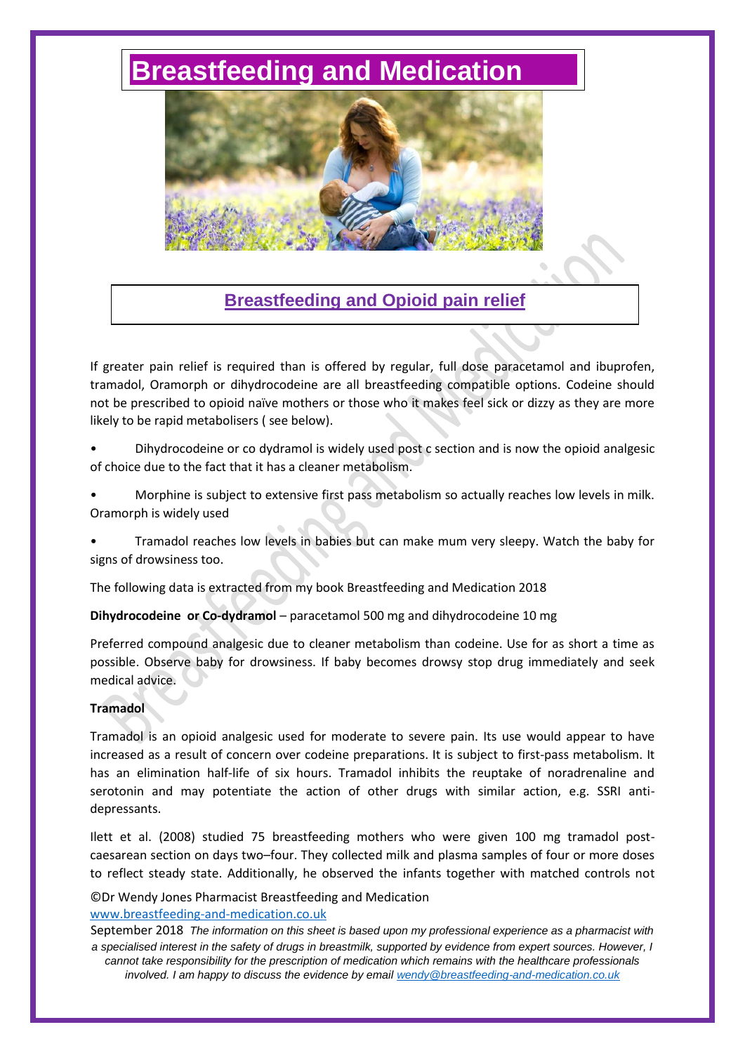# Breastfeeding and Medication

## Breastfeeding and Opioid pain relief

If greater pain relief is required than is offered by regular, full dose paracetamol and ibuprofen, tramadol, Oramorph or dihydrocodeine are all breastfeeding compatible options. Codeine should not be prescribed to opioid naïve mothers or those who it makes feel sick or dizzy as they are more likely to be rapid metabolisers ( see below).

- Dihydrocodeine or co dydramol is widely used post c section and is now the opioid analgesic of choice due to the fact that it has a cleaner metabolism.
- Morphine is subject to extensive first pass metabolism so actually reaches low levels in milk. Oramorph is widely used
- Tramadol reaches low levels in babies but can make mum very sleepy. Watch the baby for signs of drowsiness too.

The following data is extracted from my book Breastfeeding and Medication 2018

**Dihydrocodeine or Co-dydramol** – paracetamol 500 mg and dihydrocodeine 10 mg

Preferred compound analgesic due to cleaner metabolism than codeine. Use for as short a time as possible. Observe baby for drowsiness. If baby becomes drowsy stop drug immediately and seek medical advice.

**Tramadol**

Tramadol is an opioid analgesic used for moderate to severe pain. Its use would appear to have increased as a result of concern over codeine preparations. It is subject to first-pass metabolism. It has an elimination half-life of six hours. Tramadol inhibits the reuptake of noradrenaline and serotonin and may potentiate the action of other drugs with similar action, e.g. SSRI anti-depressants.

Ilett et al. (2008) studied 75 breastfeeding mothers who were given 100 mg tramadol post-caesarean section on days two–four. They collected milk and plasma samples of four or more doses to reflect steady state. Additionally, he observed the infants together with matched controls not

©Dr Wendy Jones Pharmacist Breastfeeding and Medication
www.breastfeeding-and-medication.co.uk
September 2018 *The information on this sheet is based upon my professional experience as a pharmacist with a specialised interest in the safety of drugs in breastmilk, supported by evidence from expert sources. However, I cannot take responsibility for the prescription of medication which remains with the healthcare professionals involved. I am happy to discuss the evidence by email wendy@breastfeeding-and-medication.co.uk*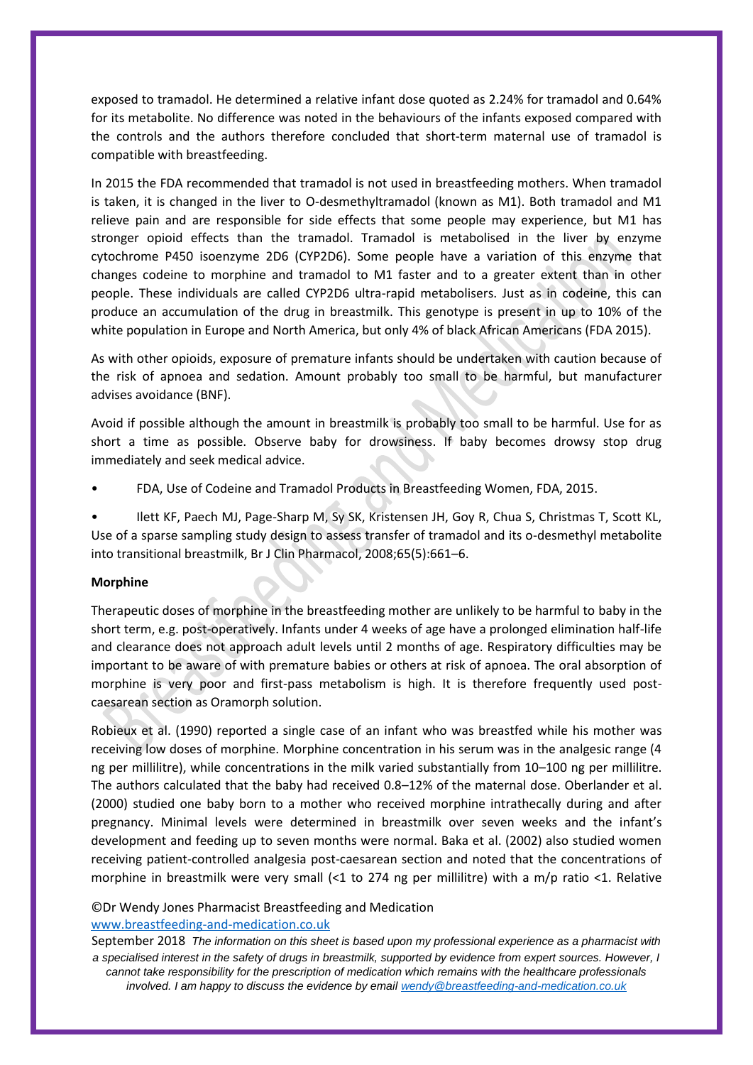exposed to tramadol. He determined a relative infant dose quoted as 2.24% for tramadol and 0.64% for its metabolite. No difference was noted in the behaviours of the infants exposed compared with the controls and the authors therefore concluded that short-term maternal use of tramadol is compatible with breastfeeding.

In 2015 the FDA recommended that tramadol is not used in breastfeeding mothers. When tramadol is taken, it is changed in the liver to O-desmethyltramadol (known as M1). Both tramadol and M1 relieve pain and are responsible for side effects that some people may experience, but M1 has stronger opioid effects than the tramadol. Tramadol is metabolised in the liver by enzyme cytochrome P450 isoenzyme 2D6 (CYP2D6). Some people have a variation of this enzyme that changes codeine to morphine and tramadol to M1 faster and to a greater extent than in other people. These individuals are called CYP2D6 ultra-rapid metabolisers. Just as in codeine, this can produce an accumulation of the drug in breastmilk. This genotype is present in up to 10% of the white population in Europe and North America, but only 4% of black African Americans (FDA 2015).

As with other opioids, exposure of premature infants should be undertaken with caution because of the risk of apnoea and sedation. Amount probably too small to be harmful, but manufacturer advises avoidance (BNF).

Avoid if possible although the amount in breastmilk is probably too small to be harmful. Use for as short a time as possible. Observe baby for drowsiness. If baby becomes drowsy stop drug immediately and seek medical advice.

- FDA, Use of Codeine and Tramadol Products in Breastfeeding Women, FDA, 2015.
- Ilett KF, Paech MJ, Page-Sharp M, Sy SK, Kristensen JH, Goy R, Chua S, Christmas T, Scott KL, Use of a sparse sampling study design to assess transfer of tramadol and its o-desmethyl metabolite into transitional breastmilk, Br J Clin Pharmacol, 2008;65(5):661–6.

**Morphine**

Therapeutic doses of morphine in the breastfeeding mother are unlikely to be harmful to baby in the short term, e.g. post-operatively. Infants under 4 weeks of age have a prolonged elimination half-life and clearance does not approach adult levels until 2 months of age. Respiratory difficulties may be important to be aware of with premature babies or others at risk of apnoea. The oral absorption of morphine is very poor and first-pass metabolism is high. It is therefore frequently used post-caesarean section as Oramorph solution.

Robieux et al. (1990) reported a single case of an infant who was breastfed while his mother was receiving low doses of morphine. Morphine concentration in his serum was in the analgesic range (4 ng per millilitre), while concentrations in the milk varied substantially from 10–100 ng per millilitre. The authors calculated that the baby had received 0.8–12% of the maternal dose. Oberlander et al. (2000) studied one baby born to a mother who received morphine intrathecally during and after pregnancy. Minimal levels were determined in breastmilk over seven weeks and the infant's development and feeding up to seven months were normal. Baka et al. (2002) also studied women receiving patient-controlled analgesia post-caesarean section and noted that the concentrations of morphine in breastmilk were very small (<1 to 274 ng per millilitre) with a m/p ratio <1. Relative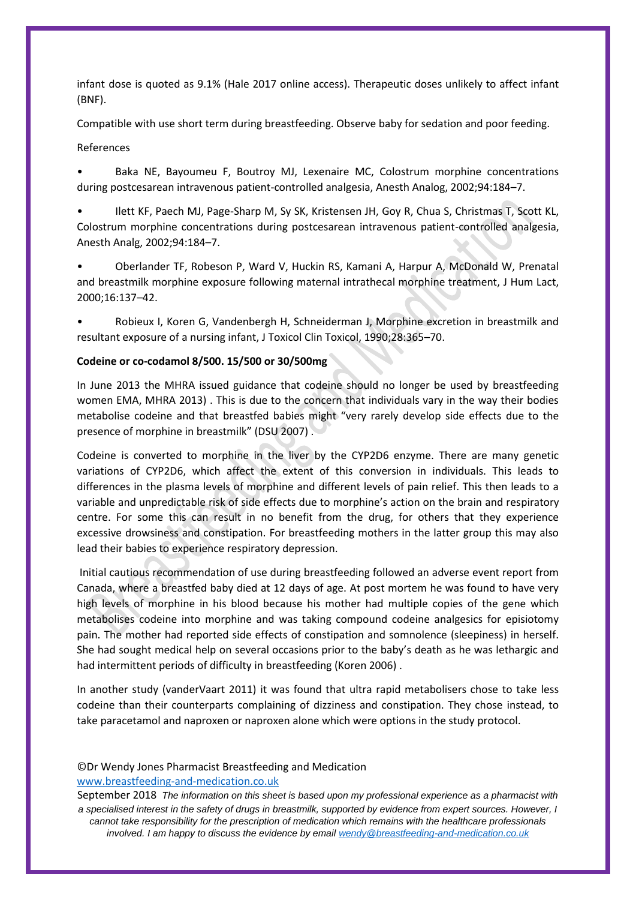infant dose is quoted as 9.1% (Hale 2017 online access). Therapeutic doses unlikely to affect infant (BNF).

Compatible with use short term during breastfeeding. Observe baby for sedation and poor feeding.

References

- Baka NE, Bayoumeu F, Boutroy MJ, Lexenaire MC, Colostrum morphine concentrations during postcesarean intravenous patient-controlled analgesia, Anesth Analog, 2002;94:184–7.
- Ilett KF, Paech MJ, Page-Sharp M, Sy SK, Kristensen JH, Goy R, Chua S, Christmas T, Scott KL, Colostrum morphine concentrations during postcesarean intravenous patient-controlled analgesia, Anesth Analg, 2002;94:184–7.
- Oberlander TF, Robeson P, Ward V, Huckin RS, Kamani A, Harpur A, McDonald W, Prenatal and breastmilk morphine exposure following maternal intrathecal morphine treatment, J Hum Lact, 2000;16:137–42.
- Robieux I, Koren G, Vandenbergh H, Schneiderman J, Morphine excretion in breastmilk and resultant exposure of a nursing infant, J Toxicol Clin Toxicol, 1990;28:365–70.

**Codeine or co-codamol 8/500. 15/500 or 30/500mg**

In June 2013 the MHRA issued guidance that codeine should no longer be used by breastfeeding women EMA, MHRA 2013) . This is due to the concern that individuals vary in the way their bodies metabolise codeine and that breastfed babies might "very rarely develop side effects due to the presence of morphine in breastmilk" (DSU 2007) .

Codeine is converted to morphine in the liver by the CYP2D6 enzyme. There are many genetic variations of CYP2D6, which affect the extent of this conversion in individuals. This leads to differences in the plasma levels of morphine and different levels of pain relief. This then leads to a variable and unpredictable risk of side effects due to morphine's action on the brain and respiratory centre. For some this can result in no benefit from the drug, for others that they experience excessive drowsiness and constipation. For breastfeeding mothers in the latter group this may also lead their babies to experience respiratory depression.

Initial cautious recommendation of use during breastfeeding followed an adverse event report from Canada, where a breastfed baby died at 12 days of age. At post mortem he was found to have very high levels of morphine in his blood because his mother had multiple copies of the gene which metabolises codeine into morphine and was taking compound codeine analgesics for episiotomy pain. The mother had reported side effects of constipation and somnolence (sleepiness) in herself. She had sought medical help on several occasions prior to the baby's death as he was lethargic and had intermittent periods of difficulty in breastfeeding (Koren 2006) .

In another study (vanderVaart 2011) it was found that ultra rapid metabolisers chose to take less codeine than their counterparts complaining of dizziness and constipation. They chose instead, to take paracetamol and naproxen or naproxen alone which were options in the study protocol.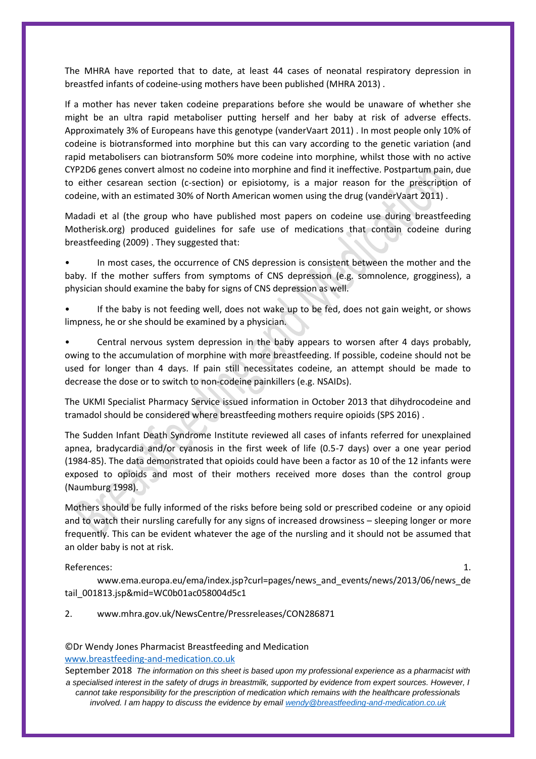The MHRA have reported that to date, at least 44 cases of neonatal respiratory depression in breastfed infants of codeine-using mothers have been published (MHRA 2013) .

If a mother has never taken codeine preparations before she would be unaware of whether she might be an ultra rapid metaboliser putting herself and her baby at risk of adverse effects. Approximately 3% of Europeans have this genotype (vanderVaart 2011) . In most people only 10% of codeine is biotransformed into morphine but this can vary according to the genetic variation (and rapid metabolisers can biotransform 50% more codeine into morphine, whilst those with no active CYP2D6 genes convert almost no codeine into morphine and find it ineffective. Postpartum pain, due to either cesarean section (c-section) or episiotomy, is a major reason for the prescription of codeine, with an estimated 30% of North American women using the drug (vanderVaart 2011) .

Madadi et al (the group who have published most papers on codeine use during breastfeeding Motherisk.org) produced guidelines for safe use of medications that contain codeine during breastfeeding (2009) . They suggested that:

- In most cases, the occurrence of CNS depression is consistent between the mother and the baby. If the mother suffers from symptoms of CNS depression (e.g. somnolence, grogginess), a physician should examine the baby for signs of CNS depression as well.
- If the baby is not feeding well, does not wake up to be fed, does not gain weight, or shows limpness, he or she should be examined by a physician.
- Central nervous system depression in the baby appears to worsen after 4 days probably, owing to the accumulation of morphine with more breastfeeding. If possible, codeine should not be used for longer than 4 days. If pain still necessitates codeine, an attempt should be made to decrease the dose or to switch to non-codeine painkillers (e.g. NSAIDs).

The UKMI Specialist Pharmacy Service issued information in October 2013 that dihydrocodeine and tramadol should be considered where breastfeeding mothers require opioids (SPS 2016) .

The Sudden Infant Death Syndrome Institute reviewed all cases of infants referred for unexplained apnea, bradycardia and/or cyanosis in the first week of life (0.5-7 days) over a one year period (1984-85). The data demonstrated that opioids could have been a factor as 10 of the 12 infants were exposed to opioids and most of their mothers received more doses than the control group (Naumburg 1998).

Mothers should be fully informed of the risks before being sold or prescribed codeine or any opioid and to watch their nursling carefully for any signs of increased drowsiness – sleeping longer or more frequently. This can be evident whatever the age of the nursling and it should not be assumed that an older baby is not at risk.

References:

1. www.ema.europa.eu/ema/index.jsp?curl=pages/news_and_events/news/2013/06/news_detail_001813.jsp&mid=WC0b01ac058004d5c1
2. www.mhra.gov.uk/NewsCentre/Pressreleases/CON286871

©Dr Wendy Jones Pharmacist Breastfeeding and Medication
www.breastfeeding-and-medication.co.uk
September 2018 *The information on this sheet is based upon my professional experience as a pharmacist with a specialised interest in the safety of drugs in breastmilk, supported by evidence from expert sources. However, I cannot take responsibility for the prescription of medication which remains with the healthcare professionals involved. I am happy to discuss the evidence by email wendy@breastfeeding-and-medication.co.uk*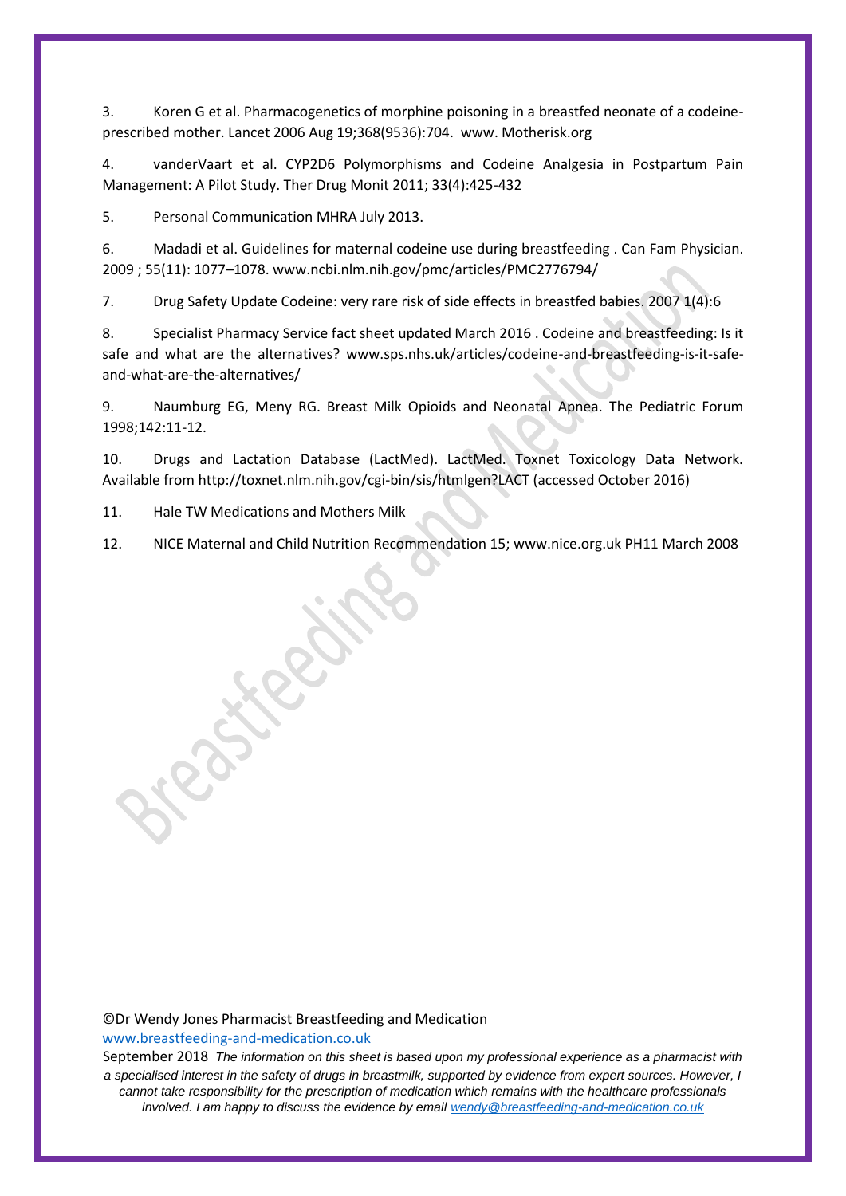3. Koren G et al. Pharmacogenetics of morphine poisoning in a breastfed neonate of a codeine-prescribed mother. Lancet 2006 Aug 19;368(9536):704. www. Motherisk.org

4. vanderVaart et al. CYP2D6 Polymorphisms and Codeine Analgesia in Postpartum Pain Management: A Pilot Study. Ther Drug Monit 2011; 33(4):425-432

5. Personal Communication MHRA July 2013.

6. Madadi et al. Guidelines for maternal codeine use during breastfeeding . Can Fam Physician. 2009 ; 55(11): 1077–1078. www.ncbi.nlm.nih.gov/pmc/articles/PMC2776794/

7. Drug Safety Update Codeine: very rare risk of side effects in breastfed babies. 2007 1(4):6

8. Specialist Pharmacy Service fact sheet updated March 2016 . Codeine and breastfeeding: Is it safe and what are the alternatives? www.sps.nhs.uk/articles/codeine-and-breastfeeding-is-it-safe-and-what-are-the-alternatives/

9. Naumburg EG, Meny RG. Breast Milk Opioids and Neonatal Apnea. The Pediatric Forum 1998;142:11-12.

10. Drugs and Lactation Database (LactMed). LactMed. Toxnet Toxicology Data Network. Available from http://toxnet.nlm.nih.gov/cgi-bin/sis/htmlgen?LACT (accessed October 2016)

11. Hale TW Medications and Mothers Milk

12. NICE Maternal and Child Nutrition Recommendation 15; www.nice.org.uk PH11 March 2008

©Dr Wendy Jones Pharmacist Breastfeeding and Medication
www.breastfeeding-and-medication.co.uk
September 2018 *The information on this sheet is based upon my professional experience as a pharmacist with a specialised interest in the safety of drugs in breastmilk, supported by evidence from expert sources. However, I cannot take responsibility for the prescription of medication which remains with the healthcare professionals involved. I am happy to discuss the evidence by email wendy@breastfeeding-and-medication.co.uk*